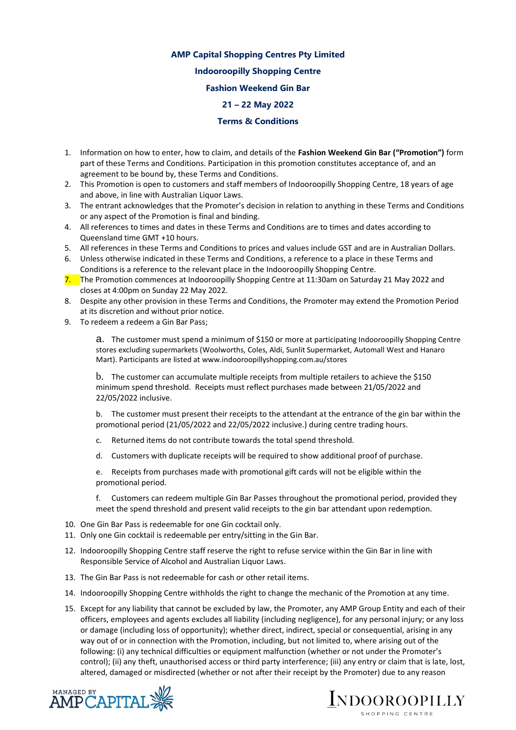**AMP Capital Shopping Centres Pty Limited**

**Indooroopilly Shopping Centre**

**Fashion Weekend Gin Bar**

**21 – 22 May 2022**

**Terms & Conditions**

1. Information on how to enter, how to claim, and details of the **Fashion Weekend Gin Bar ("Promotion")** form part of these Terms and Conditions. Participation in this promotion constitutes acceptance of, and an agreement to be bound by, these Terms and Conditions.
2. This Promotion is open to customers and staff members of Indooroopilly Shopping Centre, 18 years of age and above, in line with Australian Liquor Laws.
3. The entrant acknowledges that the Promoter's decision in relation to anything in these Terms and Conditions or any aspect of the Promotion is final and binding.
4. All references to times and dates in these Terms and Conditions are to times and dates according to Queensland time GMT +10 hours.
5. All references in these Terms and Conditions to prices and values include GST and are in Australian Dollars.
6. Unless otherwise indicated in these Terms and Conditions, a reference to a place in these Terms and Conditions is a reference to the relevant place in the Indooroopilly Shopping Centre.
7. The Promotion commences at Indooroopilly Shopping Centre at 11:30am on Saturday 21 May 2022 and closes at 4:00pm on Sunday 22 May 2022.
8. Despite any other provision in these Terms and Conditions, the Promoter may extend the Promotion Period at its discretion and without prior notice.
9. To redeem a redeem a Gin Bar Pass;

    a. The customer must spend a minimum of $150 or more at participating Indooroopilly Shopping Centre stores excluding supermarkets (Woolworths, Coles, Aldi, Sunlit Supermarket, Automall West and Hanaro Mart). Participants are listed at www.indooroopillyshopping.com.au/stores

    b. The customer can accumulate multiple receipts from multiple retailers to achieve the $150 minimum spend threshold. Receipts must reflect purchases made between 21/05/2022 and 22/05/2022 inclusive.

    b. The customer must present their receipts to the attendant at the entrance of the gin bar within the promotional period (21/05/2022 and 22/05/2022 inclusive.) during centre trading hours.

    c. Returned items do not contribute towards the total spend threshold.

    d. Customers with duplicate receipts will be required to show additional proof of purchase.

    e. Receipts from purchases made with promotional gift cards will not be eligible within the promotional period.

    f. Customers can redeem multiple Gin Bar Passes throughout the promotional period, provided they meet the spend threshold and present valid receipts to the gin bar attendant upon redemption.

10. One Gin Bar Pass is redeemable for one Gin cocktail only.
11. Only one Gin cocktail is redeemable per entry/sitting in the Gin Bar.
12. Indooroopilly Shopping Centre staff reserve the right to refuse service within the Gin Bar in line with Responsible Service of Alcohol and Australian Liquor Laws.
13. The Gin Bar Pass is not redeemable for cash or other retail items.
14. Indooroopilly Shopping Centre withholds the right to change the mechanic of the Promotion at any time.
15. Except for any liability that cannot be excluded by law, the Promoter, any AMP Group Entity and each of their officers, employees and agents excludes all liability (including negligence), for any personal injury; or any loss or damage (including loss of opportunity); whether direct, indirect, special or consequential, arising in any way out of or in connection with the Promotion, including, but not limited to, where arising out of the following: (i) any technical difficulties or equipment malfunction (whether or not under the Promoter's control); (ii) any theft, unauthorised access or third party interference; (iii) any entry or claim that is late, lost, altered, damaged or misdirected (whether or not after their receipt by the Promoter) due to any reason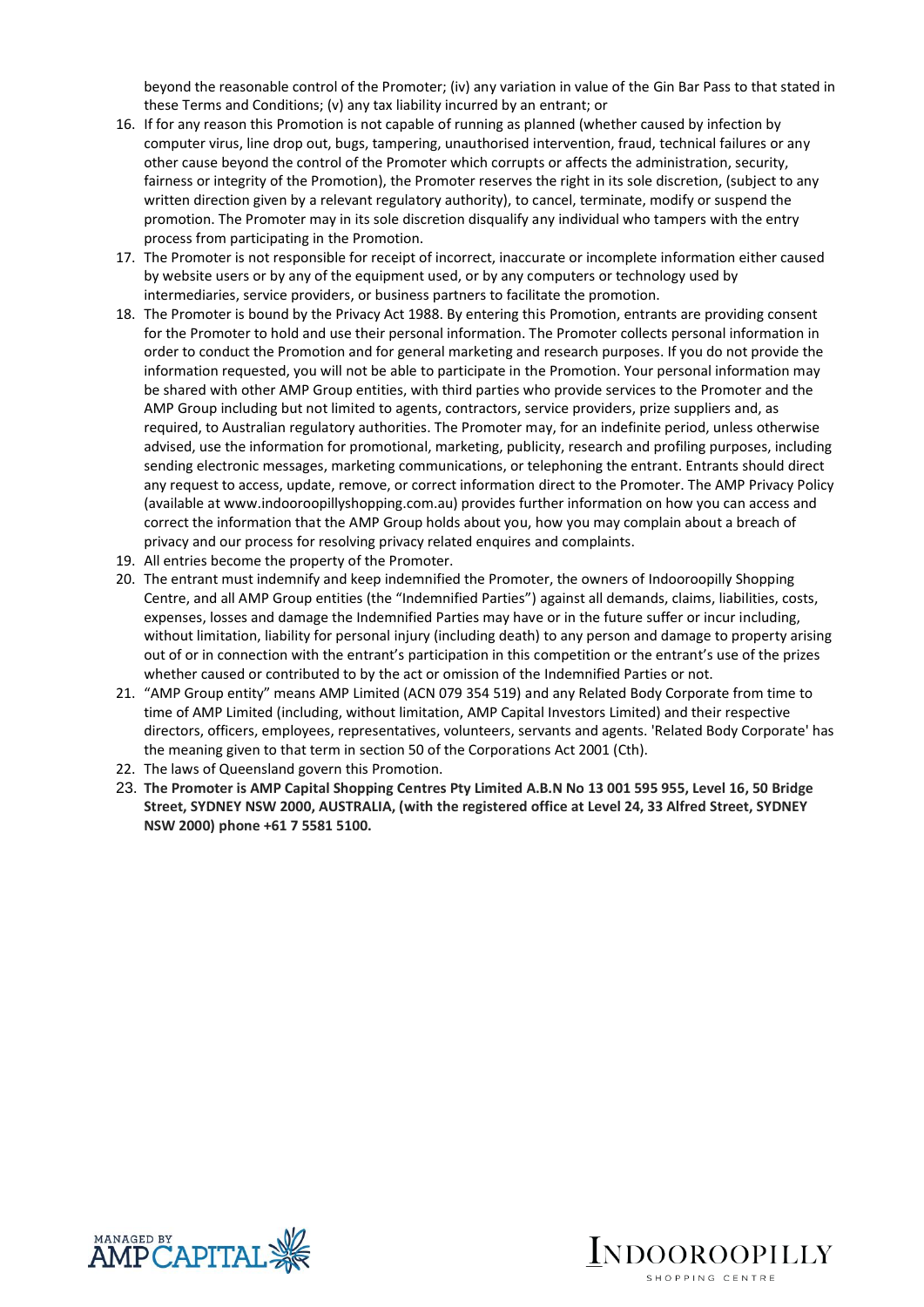beyond the reasonable control of the Promoter; (iv) any variation in value of the Gin Bar Pass to that stated in these Terms and Conditions; (v) any tax liability incurred by an entrant; or

16. If for any reason this Promotion is not capable of running as planned (whether caused by infection by computer virus, line drop out, bugs, tampering, unauthorised intervention, fraud, technical failures or any other cause beyond the control of the Promoter which corrupts or affects the administration, security, fairness or integrity of the Promotion), the Promoter reserves the right in its sole discretion, (subject to any written direction given by a relevant regulatory authority), to cancel, terminate, modify or suspend the promotion. The Promoter may in its sole discretion disqualify any individual who tampers with the entry process from participating in the Promotion.
17. The Promoter is not responsible for receipt of incorrect, inaccurate or incomplete information either caused by website users or by any of the equipment used, or by any computers or technology used by intermediaries, service providers, or business partners to facilitate the promotion.
18. The Promoter is bound by the Privacy Act 1988. By entering this Promotion, entrants are providing consent for the Promoter to hold and use their personal information. The Promoter collects personal information in order to conduct the Promotion and for general marketing and research purposes. If you do not provide the information requested, you will not be able to participate in the Promotion. Your personal information may be shared with other AMP Group entities, with third parties who provide services to the Promoter and the AMP Group including but not limited to agents, contractors, service providers, prize suppliers and, as required, to Australian regulatory authorities. The Promoter may, for an indefinite period, unless otherwise advised, use the information for promotional, marketing, publicity, research and profiling purposes, including sending electronic messages, marketing communications, or telephoning the entrant. Entrants should direct any request to access, update, remove, or correct information direct to the Promoter. The AMP Privacy Policy (available at www.indooroopillyshopping.com.au) provides further information on how you can access and correct the information that the AMP Group holds about you, how you may complain about a breach of privacy and our process for resolving privacy related enquires and complaints.
19. All entries become the property of the Promoter.
20. The entrant must indemnify and keep indemnified the Promoter, the owners of Indooroopilly Shopping Centre, and all AMP Group entities (the "Indemnified Parties") against all demands, claims, liabilities, costs, expenses, losses and damage the Indemnified Parties may have or in the future suffer or incur including, without limitation, liability for personal injury (including death) to any person and damage to property arising out of or in connection with the entrant's participation in this competition or the entrant's use of the prizes whether caused or contributed to by the act or omission of the Indemnified Parties or not.
21. "AMP Group entity" means AMP Limited (ACN 079 354 519) and any Related Body Corporate from time to time of AMP Limited (including, without limitation, AMP Capital Investors Limited) and their respective directors, officers, employees, representatives, volunteers, servants and agents. 'Related Body Corporate' has the meaning given to that term in section 50 of the Corporations Act 2001 (Cth).
22. The laws of Queensland govern this Promotion.
23. **The Promoter is AMP Capital Shopping Centres Pty Limited A.B.N No 13 001 595 955, Level 16, 50 Bridge Street, SYDNEY NSW 2000, AUSTRALIA, (with the registered office at Level 24, 33 Alfred Street, SYDNEY NSW 2000) phone +61 7 5581 5100.**

MANAGED BY AMP CAPITAL

INDOOROOPILLY SHOPPING CENTRE